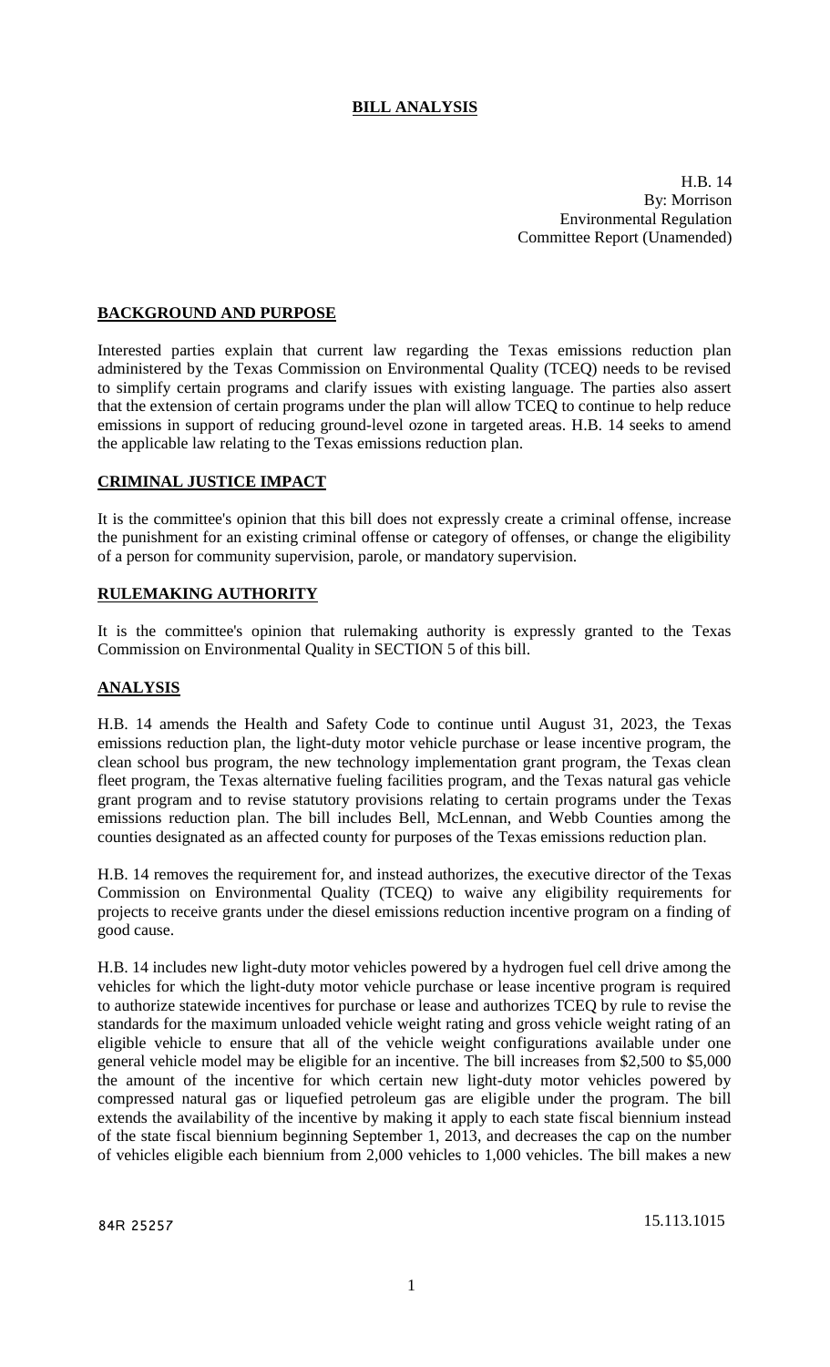# BILL ANALYSIS

H.B. 14
By: Morrison
Environmental Regulation
Committee Report (Unamended)

## BACKGROUND AND PURPOSE

Interested parties explain that current law regarding the Texas emissions reduction plan administered by the Texas Commission on Environmental Quality (TCEQ) needs to be revised to simplify certain programs and clarify issues with existing language. The parties also assert that the extension of certain programs under the plan will allow TCEQ to continue to help reduce emissions in support of reducing ground-level ozone in targeted areas. H.B. 14 seeks to amend the applicable law relating to the Texas emissions reduction plan.

## CRIMINAL JUSTICE IMPACT

It is the committee's opinion that this bill does not expressly create a criminal offense, increase the punishment for an existing criminal offense or category of offenses, or change the eligibility of a person for community supervision, parole, or mandatory supervision.

## RULEMAKING AUTHORITY

It is the committee's opinion that rulemaking authority is expressly granted to the Texas Commission on Environmental Quality in SECTION 5 of this bill.

## ANALYSIS

H.B. 14 amends the Health and Safety Code to continue until August 31, 2023, the Texas emissions reduction plan, the light-duty motor vehicle purchase or lease incentive program, the clean school bus program, the new technology implementation grant program, the Texas clean fleet program, the Texas alternative fueling facilities program, and the Texas natural gas vehicle grant program and to revise statutory provisions relating to certain programs under the Texas emissions reduction plan. The bill includes Bell, McLennan, and Webb Counties among the counties designated as an affected county for purposes of the Texas emissions reduction plan.

H.B. 14 removes the requirement for, and instead authorizes, the executive director of the Texas Commission on Environmental Quality (TCEQ) to waive any eligibility requirements for projects to receive grants under the diesel emissions reduction incentive program on a finding of good cause.

H.B. 14 includes new light-duty motor vehicles powered by a hydrogen fuel cell drive among the vehicles for which the light-duty motor vehicle purchase or lease incentive program is required to authorize statewide incentives for purchase or lease and authorizes TCEQ by rule to revise the standards for the maximum unloaded vehicle weight rating and gross vehicle weight rating of an eligible vehicle to ensure that all of the vehicle weight configurations available under one general vehicle model may be eligible for an incentive. The bill increases from $2,500 to $5,000 the amount of the incentive for which certain new light-duty motor vehicles powered by compressed natural gas or liquefied petroleum gas are eligible under the program. The bill extends the availability of the incentive by making it apply to each state fiscal biennium instead of the state fiscal biennium beginning September 1, 2013, and decreases the cap on the number of vehicles eligible each biennium from 2,000 vehicles to 1,000 vehicles. The bill makes a new

84R 25257 15.113.1015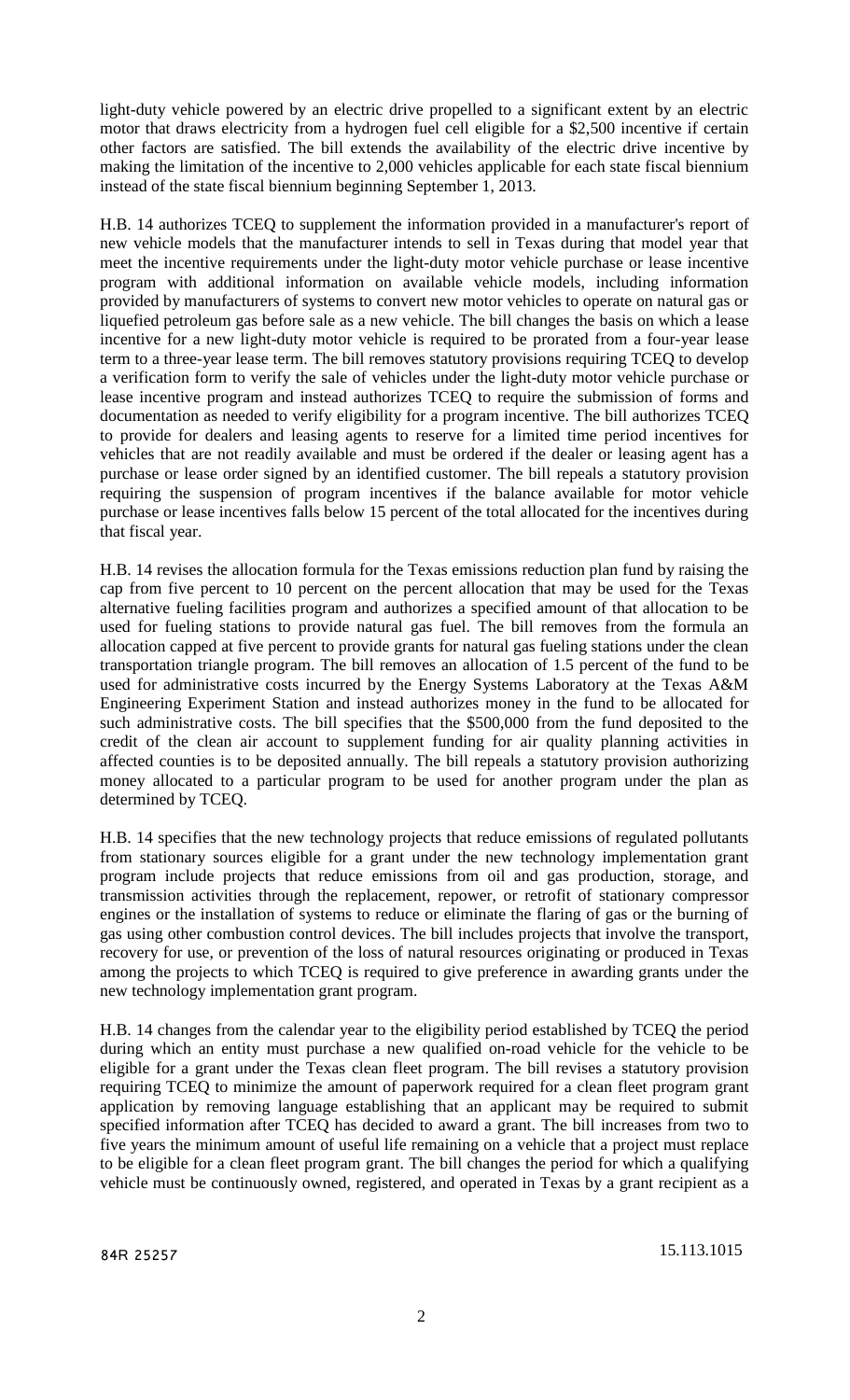light-duty vehicle powered by an electric drive propelled to a significant extent by an electric motor that draws electricity from a hydrogen fuel cell eligible for a $2,500 incentive if certain other factors are satisfied. The bill extends the availability of the electric drive incentive by making the limitation of the incentive to 2,000 vehicles applicable for each state fiscal biennium instead of the state fiscal biennium beginning September 1, 2013.

H.B. 14 authorizes TCEQ to supplement the information provided in a manufacturer's report of new vehicle models that the manufacturer intends to sell in Texas during that model year that meet the incentive requirements under the light-duty motor vehicle purchase or lease incentive program with additional information on available vehicle models, including information provided by manufacturers of systems to convert new motor vehicles to operate on natural gas or liquefied petroleum gas before sale as a new vehicle. The bill changes the basis on which a lease incentive for a new light-duty motor vehicle is required to be prorated from a four-year lease term to a three-year lease term. The bill removes statutory provisions requiring TCEQ to develop a verification form to verify the sale of vehicles under the light-duty motor vehicle purchase or lease incentive program and instead authorizes TCEQ to require the submission of forms and documentation as needed to verify eligibility for a program incentive. The bill authorizes TCEQ to provide for dealers and leasing agents to reserve for a limited time period incentives for vehicles that are not readily available and must be ordered if the dealer or leasing agent has a purchase or lease order signed by an identified customer. The bill repeals a statutory provision requiring the suspension of program incentives if the balance available for motor vehicle purchase or lease incentives falls below 15 percent of the total allocated for the incentives during that fiscal year.

H.B. 14 revises the allocation formula for the Texas emissions reduction plan fund by raising the cap from five percent to 10 percent on the percent allocation that may be used for the Texas alternative fueling facilities program and authorizes a specified amount of that allocation to be used for fueling stations to provide natural gas fuel. The bill removes from the formula an allocation capped at five percent to provide grants for natural gas fueling stations under the clean transportation triangle program. The bill removes an allocation of 1.5 percent of the fund to be used for administrative costs incurred by the Energy Systems Laboratory at the Texas A&M Engineering Experiment Station and instead authorizes money in the fund to be allocated for such administrative costs. The bill specifies that the $500,000 from the fund deposited to the credit of the clean air account to supplement funding for air quality planning activities in affected counties is to be deposited annually. The bill repeals a statutory provision authorizing money allocated to a particular program to be used for another program under the plan as determined by TCEQ.

H.B. 14 specifies that the new technology projects that reduce emissions of regulated pollutants from stationary sources eligible for a grant under the new technology implementation grant program include projects that reduce emissions from oil and gas production, storage, and transmission activities through the replacement, repower, or retrofit of stationary compressor engines or the installation of systems to reduce or eliminate the flaring of gas or the burning of gas using other combustion control devices. The bill includes projects that involve the transport, recovery for use, or prevention of the loss of natural resources originating or produced in Texas among the projects to which TCEQ is required to give preference in awarding grants under the new technology implementation grant program.

H.B. 14 changes from the calendar year to the eligibility period established by TCEQ the period during which an entity must purchase a new qualified on-road vehicle for the vehicle to be eligible for a grant under the Texas clean fleet program. The bill revises a statutory provision requiring TCEQ to minimize the amount of paperwork required for a clean fleet program grant application by removing language establishing that an applicant may be required to submit specified information after TCEQ has decided to award a grant. The bill increases from two to five years the minimum amount of useful life remaining on a vehicle that a project must replace to be eligible for a clean fleet program grant. The bill changes the period for which a qualifying vehicle must be continuously owned, registered, and operated in Texas by a grant recipient as a

84R 25257 15.113.1015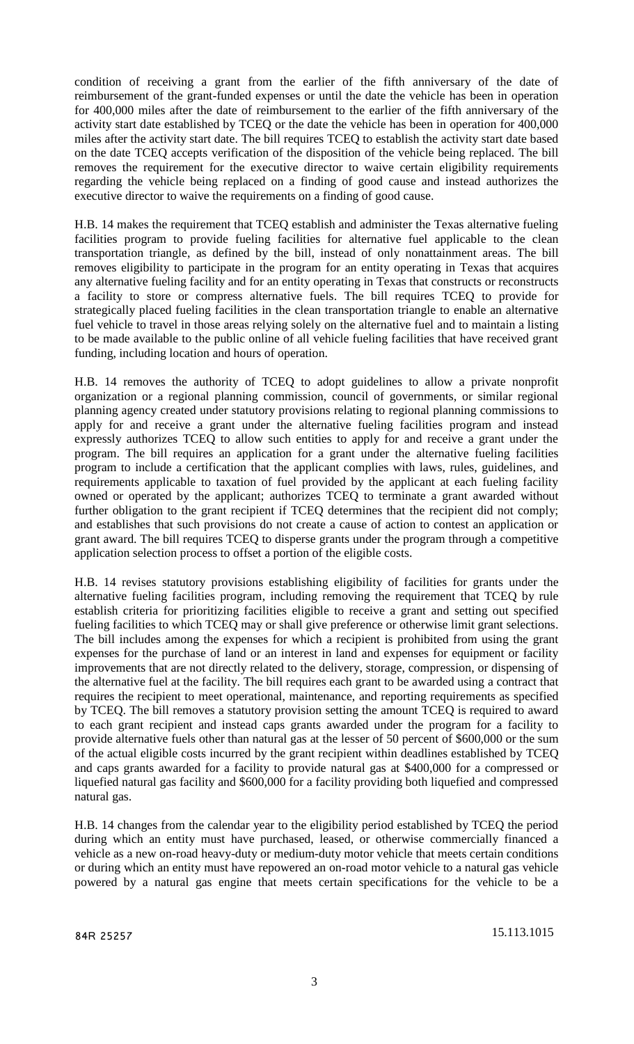condition of receiving a grant from the earlier of the fifth anniversary of the date of reimbursement of the grant-funded expenses or until the date the vehicle has been in operation for 400,000 miles after the date of reimbursement to the earlier of the fifth anniversary of the activity start date established by TCEQ or the date the vehicle has been in operation for 400,000 miles after the activity start date. The bill requires TCEQ to establish the activity start date based on the date TCEQ accepts verification of the disposition of the vehicle being replaced. The bill removes the requirement for the executive director to waive certain eligibility requirements regarding the vehicle being replaced on a finding of good cause and instead authorizes the executive director to waive the requirements on a finding of good cause.

H.B. 14 makes the requirement that TCEQ establish and administer the Texas alternative fueling facilities program to provide fueling facilities for alternative fuel applicable to the clean transportation triangle, as defined by the bill, instead of only nonattainment areas. The bill removes eligibility to participate in the program for an entity operating in Texas that acquires any alternative fueling facility and for an entity operating in Texas that constructs or reconstructs a facility to store or compress alternative fuels. The bill requires TCEQ to provide for strategically placed fueling facilities in the clean transportation triangle to enable an alternative fuel vehicle to travel in those areas relying solely on the alternative fuel and to maintain a listing to be made available to the public online of all vehicle fueling facilities that have received grant funding, including location and hours of operation.

H.B. 14 removes the authority of TCEQ to adopt guidelines to allow a private nonprofit organization or a regional planning commission, council of governments, or similar regional planning agency created under statutory provisions relating to regional planning commissions to apply for and receive a grant under the alternative fueling facilities program and instead expressly authorizes TCEQ to allow such entities to apply for and receive a grant under the program. The bill requires an application for a grant under the alternative fueling facilities program to include a certification that the applicant complies with laws, rules, guidelines, and requirements applicable to taxation of fuel provided by the applicant at each fueling facility owned or operated by the applicant; authorizes TCEQ to terminate a grant awarded without further obligation to the grant recipient if TCEQ determines that the recipient did not comply; and establishes that such provisions do not create a cause of action to contest an application or grant award. The bill requires TCEQ to disperse grants under the program through a competitive application selection process to offset a portion of the eligible costs.

H.B. 14 revises statutory provisions establishing eligibility of facilities for grants under the alternative fueling facilities program, including removing the requirement that TCEQ by rule establish criteria for prioritizing facilities eligible to receive a grant and setting out specified fueling facilities to which TCEQ may or shall give preference or otherwise limit grant selections. The bill includes among the expenses for which a recipient is prohibited from using the grant expenses for the purchase of land or an interest in land and expenses for equipment or facility improvements that are not directly related to the delivery, storage, compression, or dispensing of the alternative fuel at the facility. The bill requires each grant to be awarded using a contract that requires the recipient to meet operational, maintenance, and reporting requirements as specified by TCEQ. The bill removes a statutory provision setting the amount TCEQ is required to award to each grant recipient and instead caps grants awarded under the program for a facility to provide alternative fuels other than natural gas at the lesser of 50 percent of $600,000 or the sum of the actual eligible costs incurred by the grant recipient within deadlines established by TCEQ and caps grants awarded for a facility to provide natural gas at $400,000 for a compressed or liquefied natural gas facility and $600,000 for a facility providing both liquefied and compressed natural gas.

H.B. 14 changes from the calendar year to the eligibility period established by TCEQ the period during which an entity must have purchased, leased, or otherwise commercially financed a vehicle as a new on-road heavy-duty or medium-duty motor vehicle that meets certain conditions or during which an entity must have repowered an on-road motor vehicle to a natural gas vehicle powered by a natural gas engine that meets certain specifications for the vehicle to be a

84R 25257 15.113.1015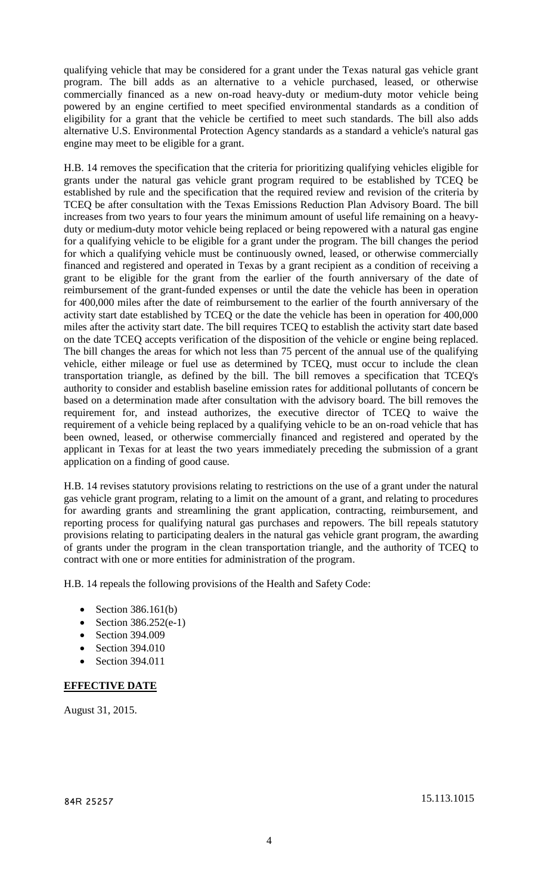qualifying vehicle that may be considered for a grant under the Texas natural gas vehicle grant program. The bill adds as an alternative to a vehicle purchased, leased, or otherwise commercially financed as a new on-road heavy-duty or medium-duty motor vehicle being powered by an engine certified to meet specified environmental standards as a condition of eligibility for a grant that the vehicle be certified to meet such standards. The bill also adds alternative U.S. Environmental Protection Agency standards as a standard a vehicle's natural gas engine may meet to be eligible for a grant.

H.B. 14 removes the specification that the criteria for prioritizing qualifying vehicles eligible for grants under the natural gas vehicle grant program required to be established by TCEQ be established by rule and the specification that the required review and revision of the criteria by TCEQ be after consultation with the Texas Emissions Reduction Plan Advisory Board. The bill increases from two years to four years the minimum amount of useful life remaining on a heavy-duty or medium-duty motor vehicle being replaced or being repowered with a natural gas engine for a qualifying vehicle to be eligible for a grant under the program. The bill changes the period for which a qualifying vehicle must be continuously owned, leased, or otherwise commercially financed and registered and operated in Texas by a grant recipient as a condition of receiving a grant to be eligible for the grant from the earlier of the fourth anniversary of the date of reimbursement of the grant-funded expenses or until the date the vehicle has been in operation for 400,000 miles after the date of reimbursement to the earlier of the fourth anniversary of the activity start date established by TCEQ or the date the vehicle has been in operation for 400,000 miles after the activity start date. The bill requires TCEQ to establish the activity start date based on the date TCEQ accepts verification of the disposition of the vehicle or engine being replaced. The bill changes the areas for which not less than 75 percent of the annual use of the qualifying vehicle, either mileage or fuel use as determined by TCEQ, must occur to include the clean transportation triangle, as defined by the bill. The bill removes a specification that TCEQ's authority to consider and establish baseline emission rates for additional pollutants of concern be based on a determination made after consultation with the advisory board. The bill removes the requirement for, and instead authorizes, the executive director of TCEQ to waive the requirement of a vehicle being replaced by a qualifying vehicle to be an on-road vehicle that has been owned, leased, or otherwise commercially financed and registered and operated by the applicant in Texas for at least the two years immediately preceding the submission of a grant application on a finding of good cause.

H.B. 14 revises statutory provisions relating to restrictions on the use of a grant under the natural gas vehicle grant program, relating to a limit on the amount of a grant, and relating to procedures for awarding grants and streamlining the grant application, contracting, reimbursement, and reporting process for qualifying natural gas purchases and repowers. The bill repeals statutory provisions relating to participating dealers in the natural gas vehicle grant program, the awarding of grants under the program in the clean transportation triangle, and the authority of TCEQ to contract with one or more entities for administration of the program.

H.B. 14 repeals the following provisions of the Health and Safety Code:

- Section 386.161(b)
- Section 386.252(e-1)
- Section 394.009
- Section 394.010
- Section 394.011

**EFFECTIVE DATE**

August 31, 2015.

84R 25257 15.113.1015